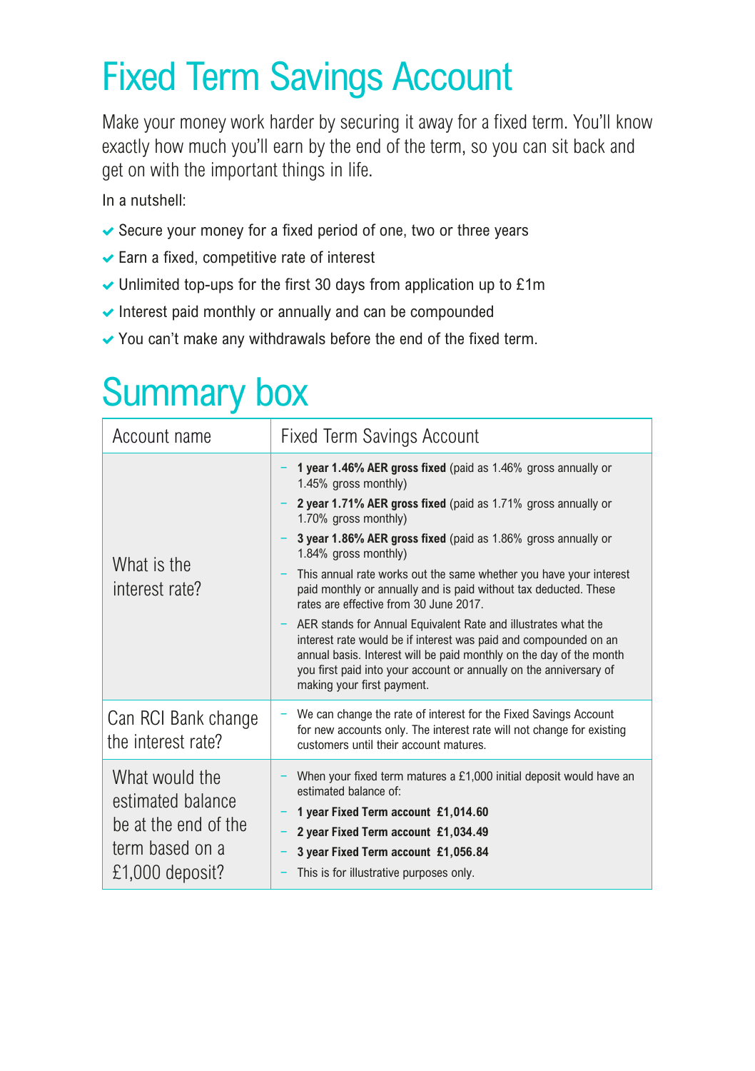# Fixed Term Savings Account

Make your money work harder by securing it away for a fixed term. You'll know exactly how much you'll earn by the end of the term, so you can sit back and get on with the important things in life.

In a nutshell:

- Secure your money for a fixed period of one, two or three years
- Earn a fixed, competitive rate of interest
- Unlimited top-ups for the first 30 days from application up to £1m
- Interest paid monthly or annually and can be compounded
- You can't make any withdrawals before the end of the fixed term.

# Summary box

| Account name | Fixed Term Savings Account |
|---|---|
| What is the interest rate? | – **1 year 1.46% AER gross fixed** (paid as 1.46% gross annually or 1.45% gross monthly)<br>– **2 year 1.71% AER gross fixed** (paid as 1.71% gross annually or 1.70% gross monthly)<br>– **3 year 1.86% AER gross fixed** (paid as 1.86% gross annually or 1.84% gross monthly)<br>– This annual rate works out the same whether you have your interest paid monthly or annually and is paid without tax deducted. These rates are effective from 30 June 2017.<br>– AER stands for Annual Equivalent Rate and illustrates what the interest rate would be if interest was paid and compounded on an annual basis. Interest will be paid monthly on the day of the month you first paid into your account or annually on the anniversary of making your first payment. |
| Can RCI Bank change the interest rate? | – We can change the rate of interest for the Fixed Savings Account for new accounts only. The interest rate will not change for existing customers until their account matures. |
| What would the estimated balance be at the end of the term based on a £1,000 deposit? | – When your fixed term matures a £1,000 initial deposit would have an estimated balance of:<br>– **1 year Fixed Term account £1,014.60**<br>– **2 year Fixed Term account £1,034.49**<br>– **3 year Fixed Term account £1,056.84**<br>– This is for illustrative purposes only. |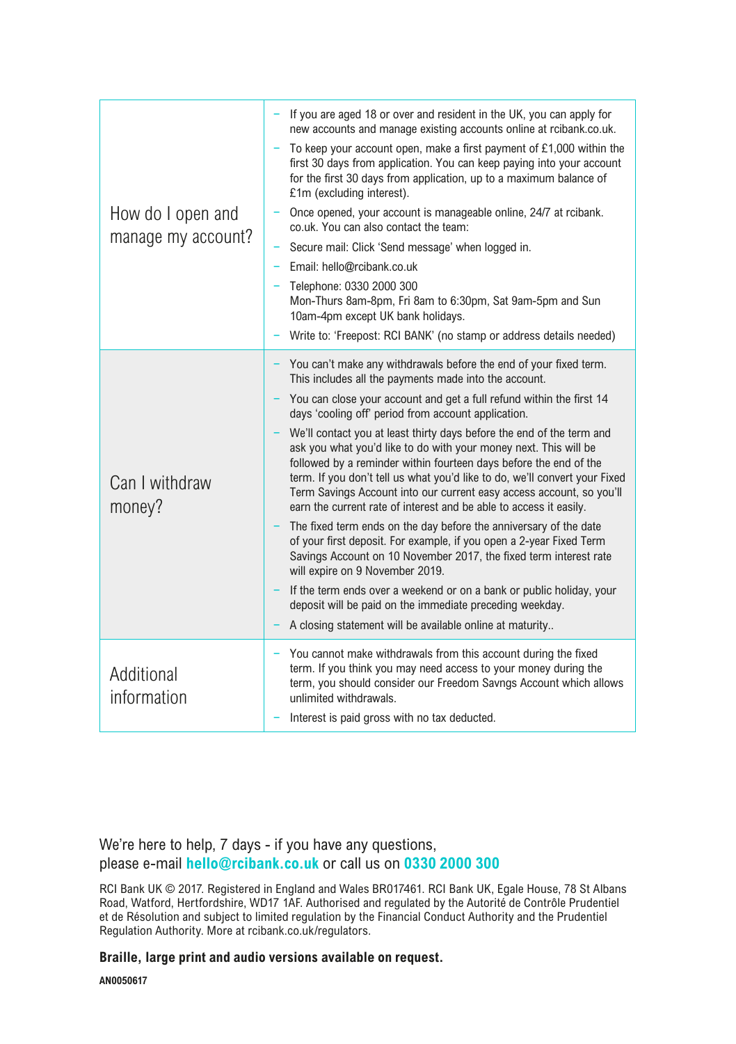| | |
|---|---|
| How do I open and manage my account? | – If you are aged 18 or over and resident in the UK, you can apply for new accounts and manage existing accounts online at rcibank.co.uk.<br>– To keep your account open, make a first payment of £1,000 within the first 30 days from application. You can keep paying into your account for the first 30 days from application, up to a maximum balance of £1m (excluding interest).<br>– Once opened, your account is manageable online, 24/7 at rcibank.co.uk. You can also contact the team:<br>– Secure mail: Click 'Send message' when logged in.<br>– Email: hello@rcibank.co.uk<br>– Telephone: 0330 2000 300 Mon-Thurs 8am-8pm, Fri 8am to 6:30pm, Sat 9am-5pm and Sun 10am-4pm except UK bank holidays.<br>– Write to: 'Freepost: RCI BANK' (no stamp or address details needed) |
| Can I withdraw money? | – You can't make any withdrawals before the end of your fixed term. This includes all the payments made into the account.<br>– You can close your account and get a full refund within the first 14 days 'cooling off' period from account application.<br>– We'll contact you at least thirty days before the end of the term and ask you what you'd like to do with your money next. This will be followed by a reminder within fourteen days before the end of the term. If you don't tell us what you'd like to do, we'll convert your Fixed Term Savings Account into our current easy access account, so you'll earn the current rate of interest and be able to access it easily.<br>– The fixed term ends on the day before the anniversary of the date of your first deposit. For example, if you open a 2-year Fixed Term Savings Account on 10 November 2017, the fixed term interest rate will expire on 9 November 2019.<br>– If the term ends over a weekend or on a bank or public holiday, your deposit will be paid on the immediate preceding weekday.<br>– A closing statement will be available online at maturity.. |
| Additional information | – You cannot make withdrawals from this account during the fixed term. If you think you may need access to your money during the term, you should consider our Freedom Savngs Account which allows unlimited withdrawals.<br>– Interest is paid gross with no tax deducted. |

We're here to help, 7 days - if you have any questions,
please e-mail **hello@rcibank.co.uk** or call us on **0330 2000 300**

RCI Bank UK © 2017. Registered in England and Wales BR017461. RCI Bank UK, Egale House, 78 St Albans Road, Watford, Hertfordshire, WD17 1AF. Authorised and regulated by the Autorité de Contrôle Prudentiel et de Résolution and subject to limited regulation by the Financial Conduct Authority and the Prudentiel Regulation Authority. More at rcibank.co.uk/regulators.

**Braille, large print and audio versions available on request.**

**AN0050617**